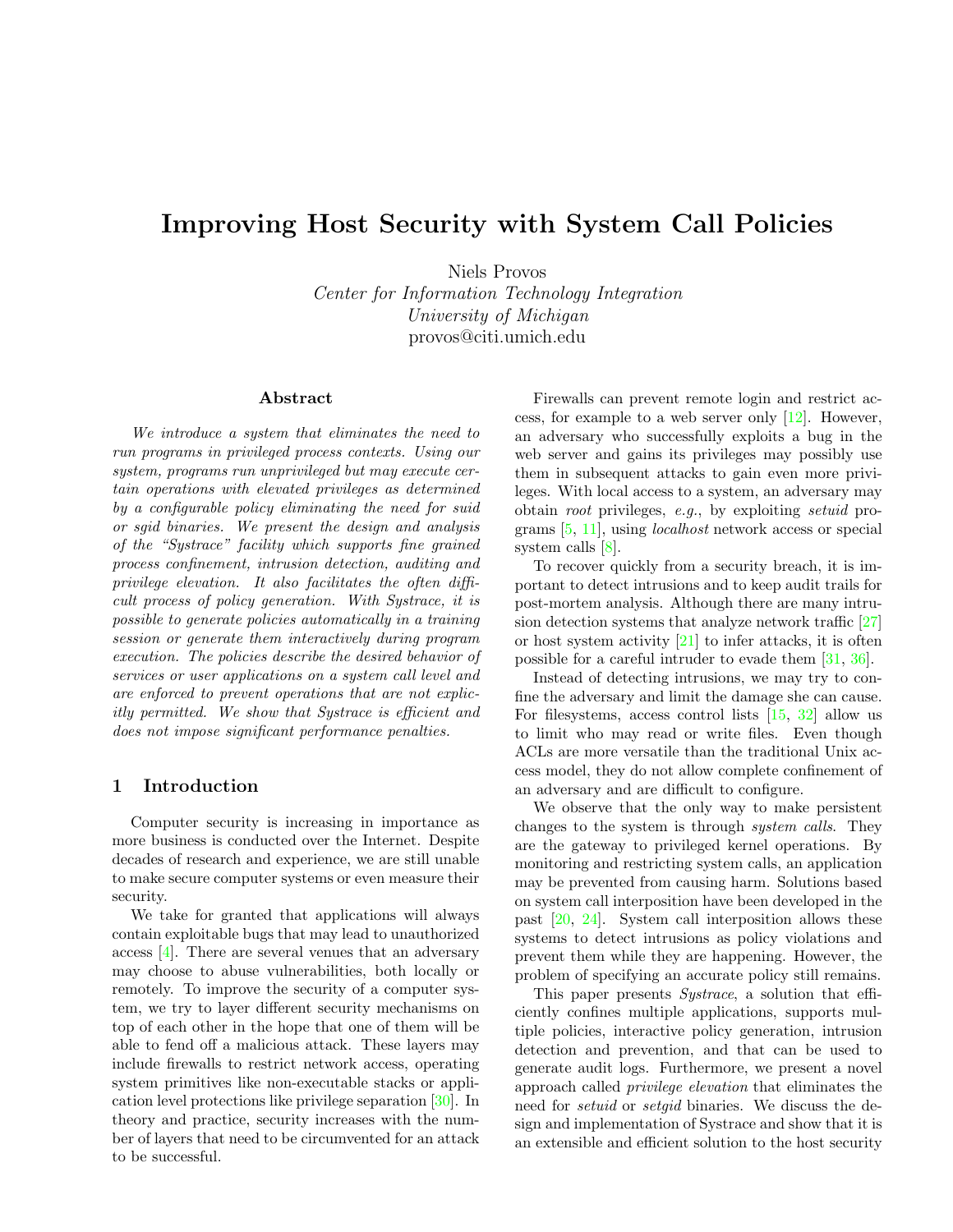# Improving Host Security with System Call Policies

Niels Provos
*Center for Information Technology Integration*
*University of Michigan*
provos@citi.umich.edu

## Abstract

*We introduce a system that eliminates the need to run programs in privileged process contexts. Using our system, programs run unprivileged but may execute certain operations with elevated privileges as determined by a configurable policy eliminating the need for suid or sgid binaries. We present the design and analysis of the "Systrace" facility which supports fine grained process confinement, intrusion detection, auditing and privilege elevation. It also facilitates the often difficult process of policy generation. With Systrace, it is possible to generate policies automatically in a training session or generate them interactively during program execution. The policies describe the desired behavior of services or user applications on a system call level and are enforced to prevent operations that are not explicitly permitted. We show that Systrace is efficient and does not impose significant performance penalties.*

## 1 Introduction

Computer security is increasing in importance as more business is conducted over the Internet. Despite decades of research and experience, we are still unable to make secure computer systems or even measure their security.

We take for granted that applications will always contain exploitable bugs that may lead to unauthorized access [4]. There are several venues that an adversary may choose to abuse vulnerabilities, both locally or remotely. To improve the security of a computer system, we try to layer different security mechanisms on top of each other in the hope that one of them will be able to fend off a malicious attack. These layers may include firewalls to restrict network access, operating system primitives like non-executable stacks or application level protections like privilege separation [30]. In theory and practice, security increases with the number of layers that need to be circumvented for an attack to be successful.

Firewalls can prevent remote login and restrict access, for example to a web server only [12]. However, an adversary who successfully exploits a bug in the web server and gains its privileges may possibly use them in subsequent attacks to gain even more privileges. With local access to a system, an adversary may obtain *root* privileges, *e.g.*, by exploiting *setuid* programs [5, 11], using *localhost* network access or special system calls [8].

To recover quickly from a security breach, it is important to detect intrusions and to keep audit trails for post-mortem analysis. Although there are many intrusion detection systems that analyze network traffic [27] or host system activity [21] to infer attacks, it is often possible for a careful intruder to evade them [31, 36].

Instead of detecting intrusions, we may try to confine the adversary and limit the damage she can cause. For filesystems, access control lists [15, 32] allow us to limit who may read or write files. Even though ACLs are more versatile than the traditional Unix access model, they do not allow complete confinement of an adversary and are difficult to configure.

We observe that the only way to make persistent changes to the system is through *system calls*. They are the gateway to privileged kernel operations. By monitoring and restricting system calls, an application may be prevented from causing harm. Solutions based on system call interposition have been developed in the past [20, 24]. System call interposition allows these systems to detect intrusions as policy violations and prevent them while they are happening. However, the problem of specifying an accurate policy still remains.

This paper presents *Systrace*, a solution that efficiently confines multiple applications, supports multiple policies, interactive policy generation, intrusion detection and prevention, and that can be used to generate audit logs. Furthermore, we present a novel approach called *privilege elevation* that eliminates the need for *setuid* or *setgid* binaries. We discuss the design and implementation of Systrace and show that it is an extensible and efficient solution to the host security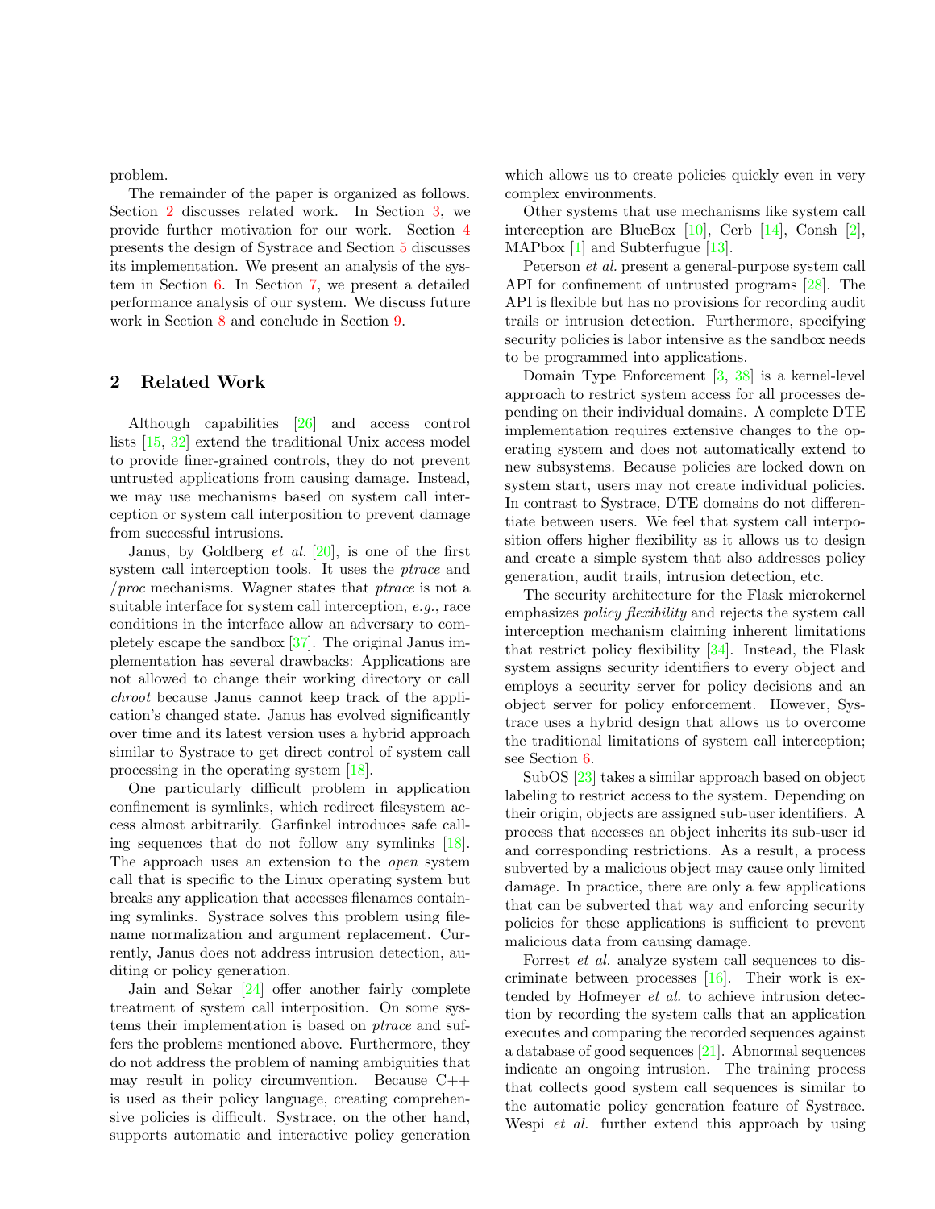problem.

The remainder of the paper is organized as follows. Section 2 discusses related work. In Section 3, we provide further motivation for our work. Section 4 presents the design of Systrace and Section 5 discusses its implementation. We present an analysis of the system in Section 6. In Section 7, we present a detailed performance analysis of our system. We discuss future work in Section 8 and conclude in Section 9.

## 2 Related Work

Although capabilities [26] and access control lists [15, 32] extend the traditional Unix access model to provide finer-grained controls, they do not prevent untrusted applications from causing damage. Instead, we may use mechanisms based on system call interception or system call interposition to prevent damage from successful intrusions.

Janus, by Goldberg *et al.* [20], is one of the first system call interception tools. It uses the *ptrace* and */proc* mechanisms. Wagner states that *ptrace* is not a suitable interface for system call interception, *e.g.*, race conditions in the interface allow an adversary to completely escape the sandbox [37]. The original Janus implementation has several drawbacks: Applications are not allowed to change their working directory or call *chroot* because Janus cannot keep track of the application's changed state. Janus has evolved significantly over time and its latest version uses a hybrid approach similar to Systrace to get direct control of system call processing in the operating system [18].

One particularly difficult problem in application confinement is symlinks, which redirect filesystem access almost arbitrarily. Garfinkel introduces safe calling sequences that do not follow any symlinks [18]. The approach uses an extension to the *open* system call that is specific to the Linux operating system but breaks any application that accesses filenames containing symlinks. Systrace solves this problem using filename normalization and argument replacement. Currently, Janus does not address intrusion detection, auditing or policy generation.

Jain and Sekar [24] offer another fairly complete treatment of system call interposition. On some systems their implementation is based on *ptrace* and suffers the problems mentioned above. Furthermore, they do not address the problem of naming ambiguities that may result in policy circumvention. Because C++ is used as their policy language, creating comprehensive policies is difficult. Systrace, on the other hand, supports automatic and interactive policy generation which allows us to create policies quickly even in very complex environments.

Other systems that use mechanisms like system call interception are BlueBox [10], Cerb [14], Consh [2], MAPbox [1] and Subterfugue [13].

Peterson *et al.* present a general-purpose system call API for confinement of untrusted programs [28]. The API is flexible but has no provisions for recording audit trails or intrusion detection. Furthermore, specifying security policies is labor intensive as the sandbox needs to be programmed into applications.

Domain Type Enforcement [3, 38] is a kernel-level approach to restrict system access for all processes depending on their individual domains. A complete DTE implementation requires extensive changes to the operating system and does not automatically extend to new subsystems. Because policies are locked down on system start, users may not create individual policies. In contrast to Systrace, DTE domains do not differentiate between users. We feel that system call interposition offers higher flexibility as it allows us to design and create a simple system that also addresses policy generation, audit trails, intrusion detection, etc.

The security architecture for the Flask microkernel emphasizes *policy flexibility* and rejects the system call interception mechanism claiming inherent limitations that restrict policy flexibility [34]. Instead, the Flask system assigns security identifiers to every object and employs a security server for policy decisions and an object server for policy enforcement. However, Systrace uses a hybrid design that allows us to overcome the traditional limitations of system call interception; see Section 6.

SubOS [23] takes a similar approach based on object labeling to restrict access to the system. Depending on their origin, objects are assigned sub-user identifiers. A process that accesses an object inherits its sub-user id and corresponding restrictions. As a result, a process subverted by a malicious object may cause only limited damage. In practice, there are only a few applications that can be subverted that way and enforcing security policies for these applications is sufficient to prevent malicious data from causing damage.

Forrest *et al.* analyze system call sequences to discriminate between processes [16]. Their work is extended by Hofmeyer *et al.* to achieve intrusion detection by recording the system calls that an application executes and comparing the recorded sequences against a database of good sequences [21]. Abnormal sequences indicate an ongoing intrusion. The training process that collects good system call sequences is similar to the automatic policy generation feature of Systrace. Wespi *et al.* further extend this approach by using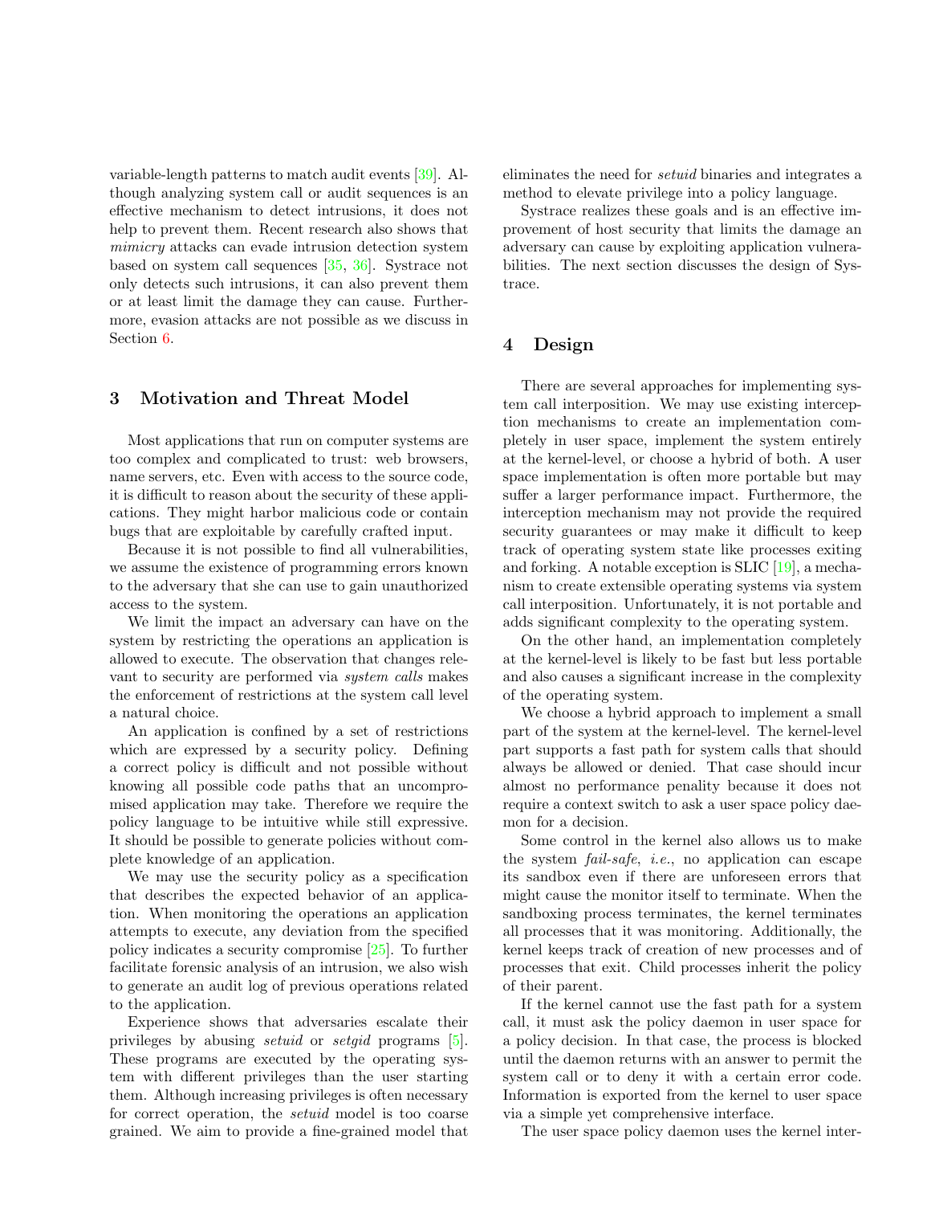variable-length patterns to match audit events [39]. Although analyzing system call or audit sequences is an effective mechanism to detect intrusions, it does not help to prevent them. Recent research also shows that *mimicry* attacks can evade intrusion detection system based on system call sequences [35, 36]. Systrace not only detects such intrusions, it can also prevent them or at least limit the damage they can cause. Furthermore, evasion attacks are not possible as we discuss in Section 6.

## 3 Motivation and Threat Model

Most applications that run on computer systems are too complex and complicated to trust: web browsers, name servers, etc. Even with access to the source code, it is difficult to reason about the security of these applications. They might harbor malicious code or contain bugs that are exploitable by carefully crafted input.

Because it is not possible to find all vulnerabilities, we assume the existence of programming errors known to the adversary that she can use to gain unauthorized access to the system.

We limit the impact an adversary can have on the system by restricting the operations an application is allowed to execute. The observation that changes relevant to security are performed via *system calls* makes the enforcement of restrictions at the system call level a natural choice.

An application is confined by a set of restrictions which are expressed by a security policy. Defining a correct policy is difficult and not possible without knowing all possible code paths that an uncompromised application may take. Therefore we require the policy language to be intuitive while still expressive. It should be possible to generate policies without complete knowledge of an application.

We may use the security policy as a specification that describes the expected behavior of an application. When monitoring the operations an application attempts to execute, any deviation from the specified policy indicates a security compromise [25]. To further facilitate forensic analysis of an intrusion, we also wish to generate an audit log of previous operations related to the application.

Experience shows that adversaries escalate their privileges by abusing *setuid* or *setgid* programs [5]. These programs are executed by the operating system with different privileges than the user starting them. Although increasing privileges is often necessary for correct operation, the *setuid* model is too coarse grained. We aim to provide a fine-grained model that eliminates the need for *setuid* binaries and integrates a method to elevate privilege into a policy language.

Systrace realizes these goals and is an effective improvement of host security that limits the damage an adversary can cause by exploiting application vulnerabilities. The next section discusses the design of Systrace.

## 4 Design

There are several approaches for implementing system call interposition. We may use existing interception mechanisms to create an implementation completely in user space, implement the system entirely at the kernel-level, or choose a hybrid of both. A user space implementation is often more portable but may suffer a larger performance impact. Furthermore, the interception mechanism may not provide the required security guarantees or may make it difficult to keep track of operating system state like processes exiting and forking. A notable exception is SLIC [19], a mechanism to create extensible operating systems via system call interposition. Unfortunately, it is not portable and adds significant complexity to the operating system.

On the other hand, an implementation completely at the kernel-level is likely to be fast but less portable and also causes a significant increase in the complexity of the operating system.

We choose a hybrid approach to implement a small part of the system at the kernel-level. The kernel-level part supports a fast path for system calls that should always be allowed or denied. That case should incur almost no performance penality because it does not require a context switch to ask a user space policy daemon for a decision.

Some control in the kernel also allows us to make the system *fail-safe*, *i.e.*, no application can escape its sandbox even if there are unforeseen errors that might cause the monitor itself to terminate. When the sandboxing process terminates, the kernel terminates all processes that it was monitoring. Additionally, the kernel keeps track of creation of new processes and of processes that exit. Child processes inherit the policy of their parent.

If the kernel cannot use the fast path for a system call, it must ask the policy daemon in user space for a policy decision. In that case, the process is blocked until the daemon returns with an answer to permit the system call or to deny it with a certain error code. Information is exported from the kernel to user space via a simple yet comprehensive interface.

The user space policy daemon uses the kernel inter-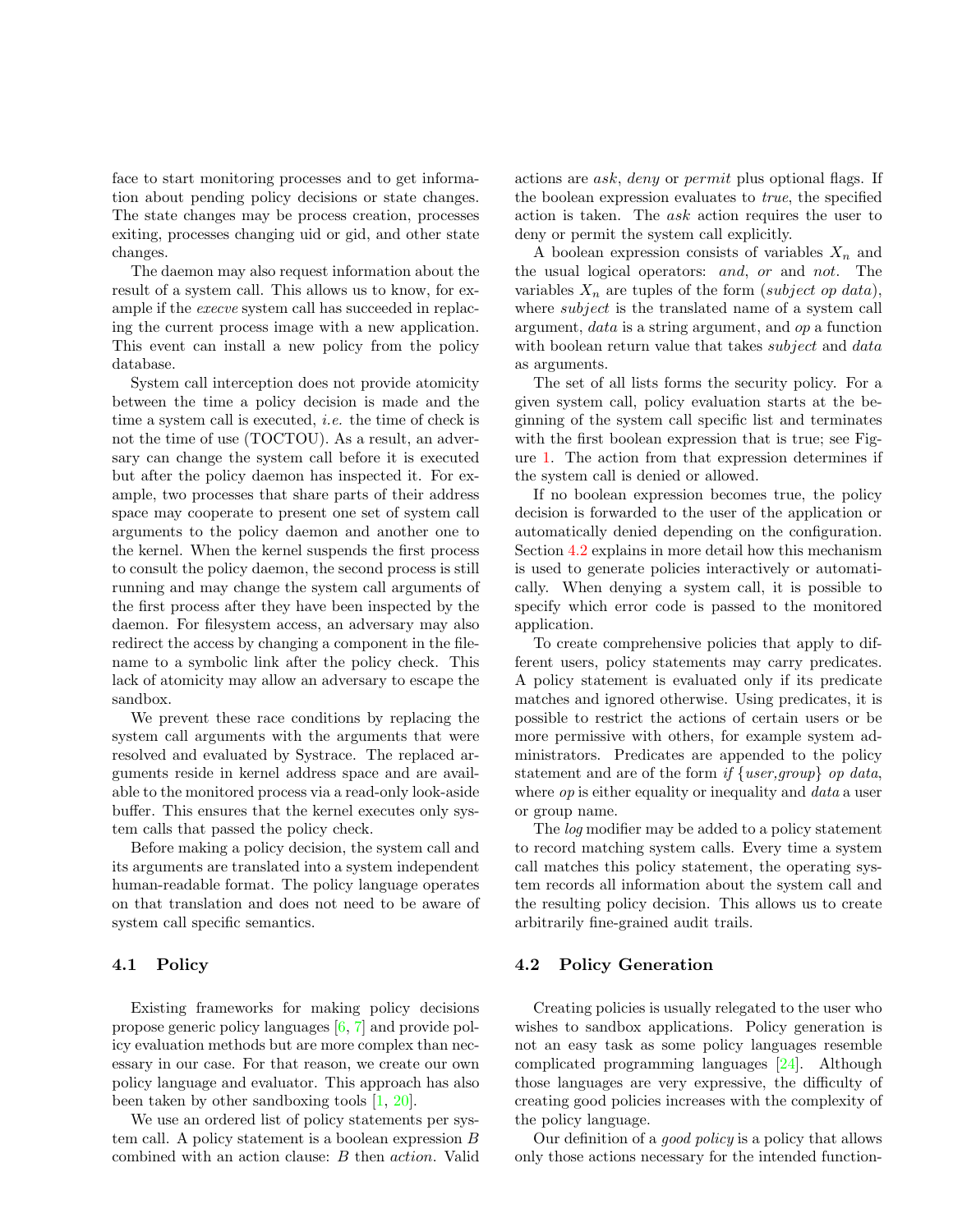face to start monitoring processes and to get information about pending policy decisions or state changes. The state changes may be process creation, processes exiting, processes changing uid or gid, and other state changes.

The daemon may also request information about the result of a system call. This allows us to know, for example if the *execve* system call has succeeded in replacing the current process image with a new application. This event can install a new policy from the policy database.

System call interception does not provide atomicity between the time a policy decision is made and the time a system call is executed, *i.e.* the time of check is not the time of use (TOCTOU). As a result, an adversary can change the system call before it is executed but after the policy daemon has inspected it. For example, two processes that share parts of their address space may cooperate to present one set of system call arguments to the policy daemon and another one to the kernel. When the kernel suspends the first process to consult the policy daemon, the second process is still running and may change the system call arguments of the first process after they have been inspected by the daemon. For filesystem access, an adversary may also redirect the access by changing a component in the filename to a symbolic link after the policy check. This lack of atomicity may allow an adversary to escape the sandbox.

We prevent these race conditions by replacing the system call arguments with the arguments that were resolved and evaluated by Systrace. The replaced arguments reside in kernel address space and are available to the monitored process via a read-only look-aside buffer. This ensures that the kernel executes only system calls that passed the policy check.

Before making a policy decision, the system call and its arguments are translated into a system independent human-readable format. The policy language operates on that translation and does not need to be aware of system call specific semantics.

### 4.1 Policy

Existing frameworks for making policy decisions propose generic policy languages [6, 7] and provide policy evaluation methods but are more complex than necessary in our case. For that reason, we create our own policy language and evaluator. This approach has also been taken by other sandboxing tools [1, 20].

We use an ordered list of policy statements per system call. A policy statement is a boolean expression $B$ combined with an action clause: $B$ then *action*. Valid actions are *ask*, *deny* or *permit* plus optional flags. If the boolean expression evaluates to *true*, the specified action is taken. The *ask* action requires the user to deny or permit the system call explicitly.

A boolean expression consists of variables $X_n$ and the usual logical operators: *and*, *or* and *not*. The variables $X_n$ are tuples of the form (*subject op data*), where *subject* is the translated name of a system call argument, *data* is a string argument, and *op* a function with boolean return value that takes *subject* and *data* as arguments.

The set of all lists forms the security policy. For a given system call, policy evaluation starts at the beginning of the system call specific list and terminates with the first boolean expression that is true; see Figure 1. The action from that expression determines if the system call is denied or allowed.

If no boolean expression becomes true, the policy decision is forwarded to the user of the application or automatically denied depending on the configuration. Section 4.2 explains in more detail how this mechanism is used to generate policies interactively or automatically. When denying a system call, it is possible to specify which error code is passed to the monitored application.

To create comprehensive policies that apply to different users, policy statements may carry predicates. A policy statement is evaluated only if its predicate matches and ignored otherwise. Using predicates, it is possible to restrict the actions of certain users or be more permissive with others, for example system administrators. Predicates are appended to the policy statement and are of the form *if* {*user,group*} *op data*, where *op* is either equality or inequality and *data* a user or group name.

The *log* modifier may be added to a policy statement to record matching system calls. Every time a system call matches this policy statement, the operating system records all information about the system call and the resulting policy decision. This allows us to create arbitrarily fine-grained audit trails.

### 4.2 Policy Generation

Creating policies is usually relegated to the user who wishes to sandbox applications. Policy generation is not an easy task as some policy languages resemble complicated programming languages [24]. Although those languages are very expressive, the difficulty of creating good policies increases with the complexity of the policy language.

Our definition of a *good policy* is a policy that allows only those actions necessary for the intended function-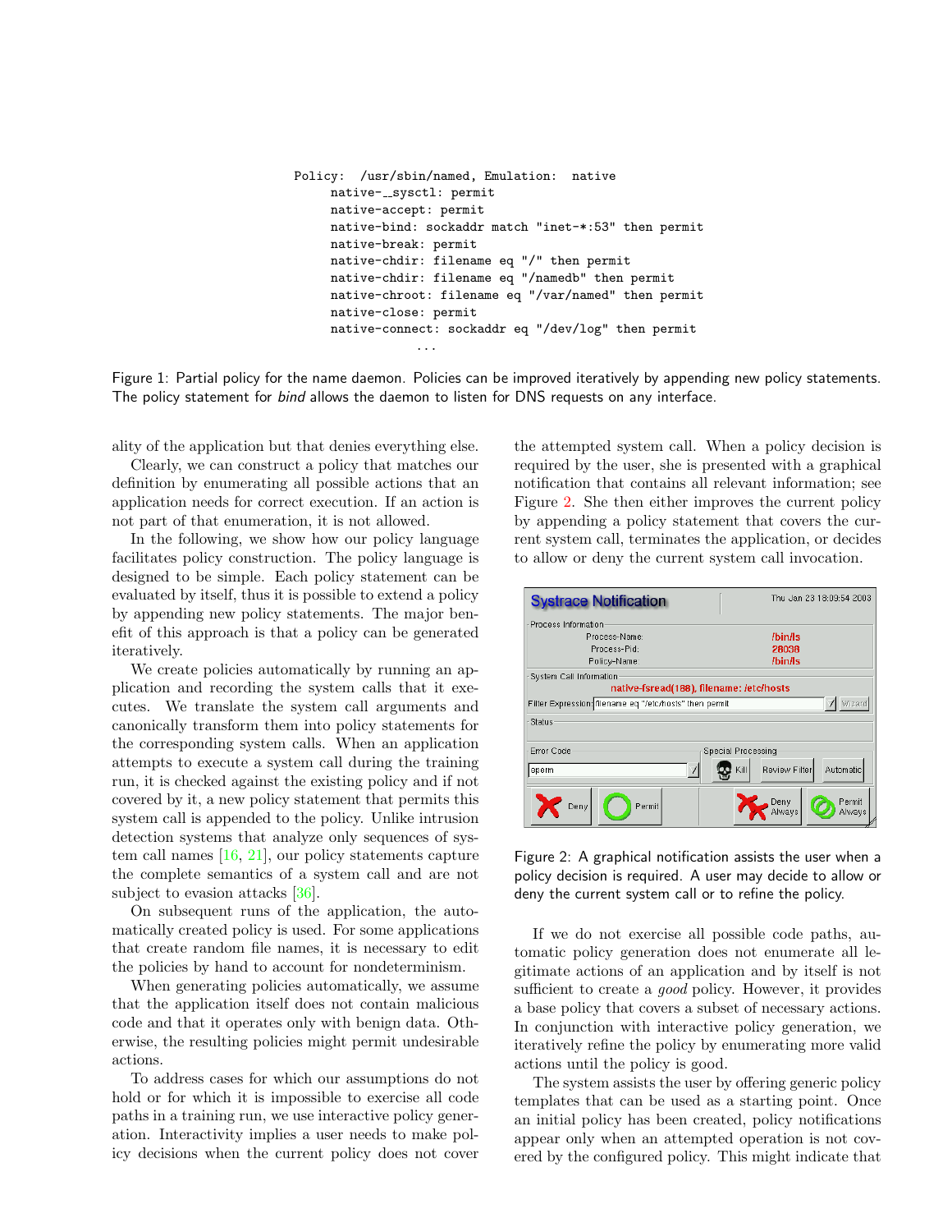```
Policy: /usr/sbin/named, Emulation: native
     native-__sysctl: permit
     native-accept: permit
     native-bind: sockaddr match "inet-*:53" then permit
     native-break: permit
     native-chdir: filename eq "/" then permit
     native-chdir: filename eq "/namedb" then permit
     native-chroot: filename eq "/var/named" then permit
     native-close: permit
     native-connect: sockaddr eq "/dev/log" then permit
              ...
```

Figure 1: Partial policy for the name daemon. Policies can be improved iteratively by appending new policy statements. The policy statement for *bind* allows the daemon to listen for DNS requests on any interface.

ality of the application but that denies everything else.

Clearly, we can construct a policy that matches our definition by enumerating all possible actions that an application needs for correct execution. If an action is not part of that enumeration, it is not allowed.

In the following, we show how our policy language facilitates policy construction. The policy language is designed to be simple. Each policy statement can be evaluated by itself, thus it is possible to extend a policy by appending new policy statements. The major benefit of this approach is that a policy can be generated iteratively.

We create policies automatically by running an application and recording the system calls that it executes. We translate the system call arguments and canonically transform them into policy statements for the corresponding system calls. When an application attempts to execute a system call during the training run, it is checked against the existing policy and if not covered by it, a new policy statement that permits this system call is appended to the policy. Unlike intrusion detection systems that analyze only sequences of system call names [16, 21], our policy statements capture the complete semantics of a system call and are not subject to evasion attacks [36].

On subsequent runs of the application, the automatically created policy is used. For some applications that create random file names, it is necessary to edit the policies by hand to account for nondeterminism.

When generating policies automatically, we assume that the application itself does not contain malicious code and that it operates only with benign data. Otherwise, the resulting policies might permit undesirable actions.

To address cases for which our assumptions do not hold or for which it is impossible to exercise all code paths in a training run, we use interactive policy generation. Interactivity implies a user needs to make policy decisions when the current policy does not cover the attempted system call. When a policy decision is required by the user, she is presented with a graphical notification that contains all relevant information; see Figure 2. She then either improves the current policy by appending a policy statement that covers the current system call, terminates the application, or decides to allow or deny the current system call invocation.

Figure 2: A graphical notification assists the user when a policy decision is required. A user may decide to allow or deny the current system call or to refine the policy.

If we do not exercise all possible code paths, automatic policy generation does not enumerate all legitimate actions of an application and by itself is not sufficient to create a *good* policy. However, it provides a base policy that covers a subset of necessary actions. In conjunction with interactive policy generation, we iteratively refine the policy by enumerating more valid actions until the policy is good.

The system assists the user by offering generic policy templates that can be used as a starting point. Once an initial policy has been created, policy notifications appear only when an attempted operation is not covered by the configured policy. This might indicate that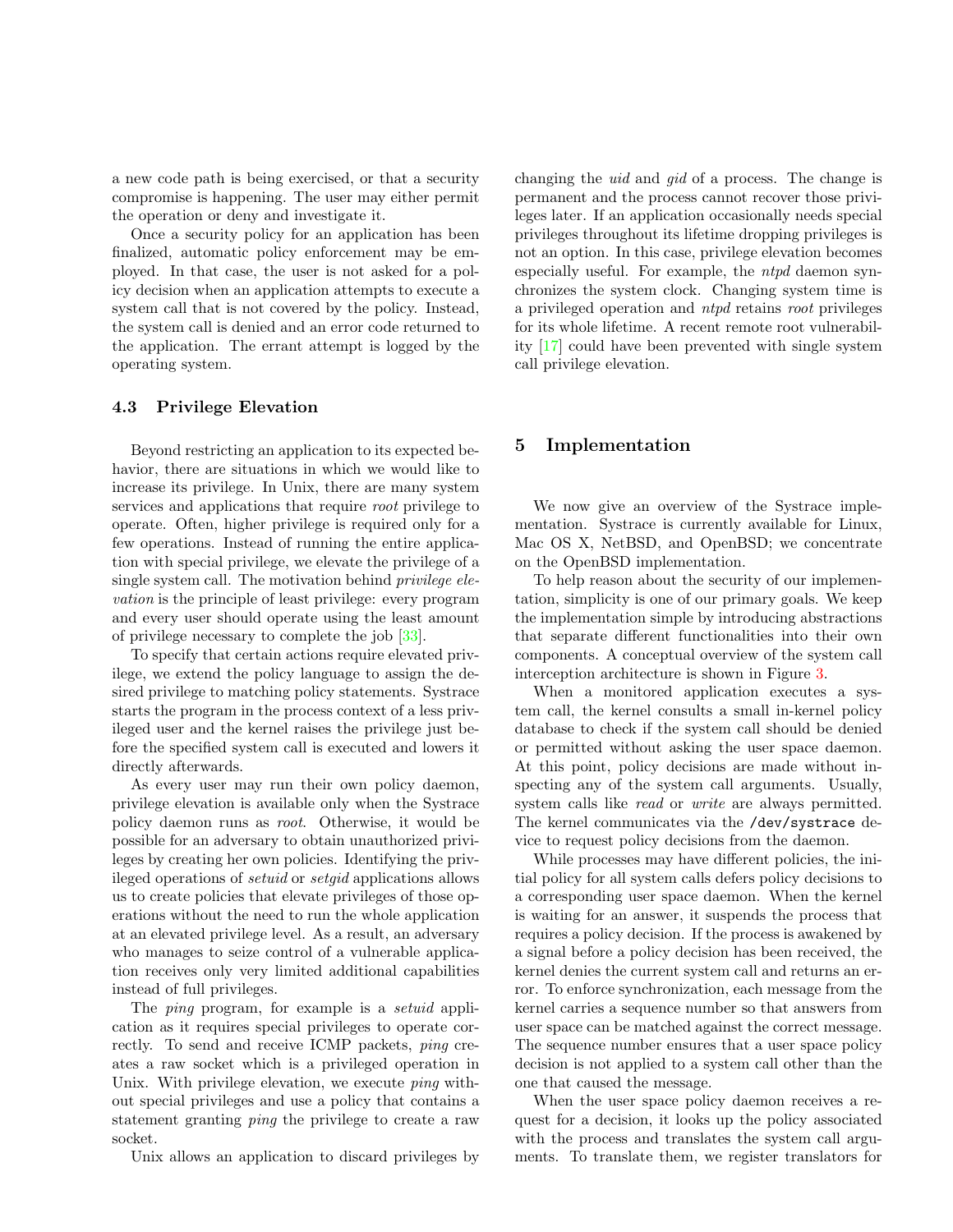a new code path is being exercised, or that a security compromise is happening. The user may either permit the operation or deny and investigate it.

Once a security policy for an application has been finalized, automatic policy enforcement may be employed. In that case, the user is not asked for a policy decision when an application attempts to execute a system call that is not covered by the policy. Instead, the system call is denied and an error code returned to the application. The errant attempt is logged by the operating system.

### 4.3 Privilege Elevation

Beyond restricting an application to its expected behavior, there are situations in which we would like to increase its privilege. In Unix, there are many system services and applications that require *root* privilege to operate. Often, higher privilege is required only for a few operations. Instead of running the entire application with special privilege, we elevate the privilege of a single system call. The motivation behind *privilege elevation* is the principle of least privilege: every program and every user should operate using the least amount of privilege necessary to complete the job [33].

To specify that certain actions require elevated privilege, we extend the policy language to assign the desired privilege to matching policy statements. Systrace starts the program in the process context of a less privileged user and the kernel raises the privilege just before the specified system call is executed and lowers it directly afterwards.

As every user may run their own policy daemon, privilege elevation is available only when the Systrace policy daemon runs as *root*. Otherwise, it would be possible for an adversary to obtain unauthorized privileges by creating her own policies. Identifying the privileged operations of *setuid* or *setgid* applications allows us to create policies that elevate privileges of those operations without the need to run the whole application at an elevated privilege level. As a result, an adversary who manages to seize control of a vulnerable application receives only very limited additional capabilities instead of full privileges.

The *ping* program, for example is a *setuid* application as it requires special privileges to operate correctly. To send and receive ICMP packets, *ping* creates a raw socket which is a privileged operation in Unix. With privilege elevation, we execute *ping* without special privileges and use a policy that contains a statement granting *ping* the privilege to create a raw socket.

Unix allows an application to discard privileges by changing the *uid* and *gid* of a process. The change is permanent and the process cannot recover those privileges later. If an application occasionally needs special privileges throughout its lifetime dropping privileges is not an option. In this case, privilege elevation becomes especially useful. For example, the *ntpd* daemon synchronizes the system clock. Changing system time is a privileged operation and *ntpd* retains *root* privileges for its whole lifetime. A recent remote root vulnerability [17] could have been prevented with single system call privilege elevation.

## 5 Implementation

We now give an overview of the Systrace implementation. Systrace is currently available for Linux, Mac OS X, NetBSD, and OpenBSD; we concentrate on the OpenBSD implementation.

To help reason about the security of our implementation, simplicity is one of our primary goals. We keep the implementation simple by introducing abstractions that separate different functionalities into their own components. A conceptual overview of the system call interception architecture is shown in Figure 3.

When a monitored application executes a system call, the kernel consults a small in-kernel policy database to check if the system call should be denied or permitted without asking the user space daemon. At this point, policy decisions are made without inspecting any of the system call arguments. Usually, system calls like *read* or *write* are always permitted. The kernel communicates via the `/dev/systrace` device to request policy decisions from the daemon.

While processes may have different policies, the initial policy for all system calls defers policy decisions to a corresponding user space daemon. When the kernel is waiting for an answer, it suspends the process that requires a policy decision. If the process is awakened by a signal before a policy decision has been received, the kernel denies the current system call and returns an error. To enforce synchronization, each message from the kernel carries a sequence number so that answers from user space can be matched against the correct message. The sequence number ensures that a user space policy decision is not applied to a system call other than the one that caused the message.

When the user space policy daemon receives a request for a decision, it looks up the policy associated with the process and translates the system call arguments. To translate them, we register translators for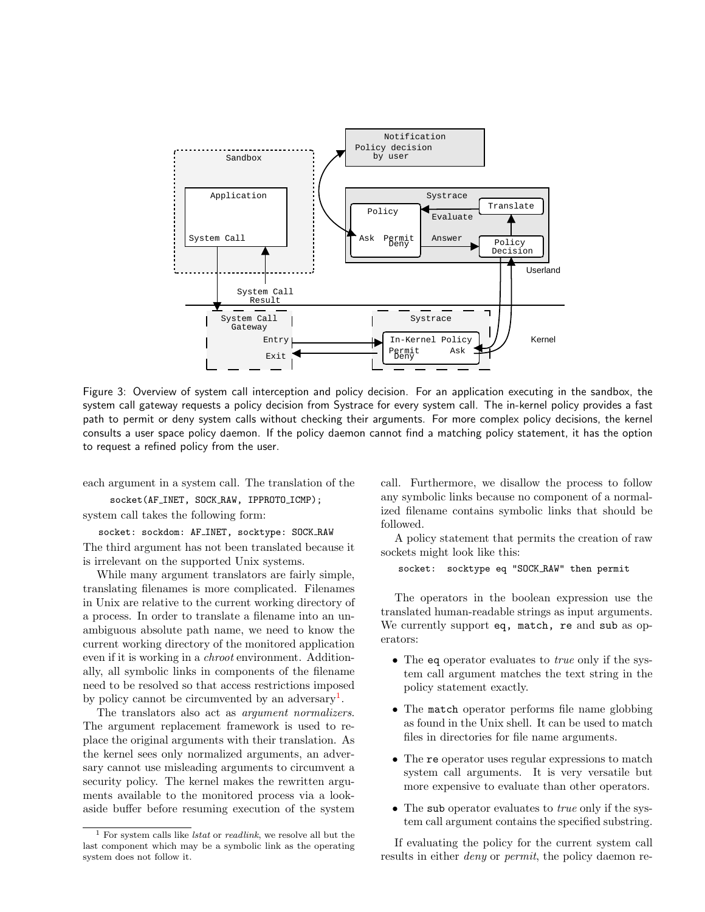Notification
Policy decision
by user

Sandbox

Application

System Call

Systrace

Policy

Ask Permit Deny

Evaluate

Answer

Translate

Policy Decision

Userland

System Call Result

System Call Gateway

Entry

Exit

Systrace

In-Kernel Policy

Permit Deny Ask

Kernel

Figure 3: Overview of system call interception and policy decision. For an application executing in the sandbox, the system call gateway requests a policy decision from Systrace for every system call. The in-kernel policy provides a fast path to permit or deny system calls without checking their arguments. For more complex policy decisions, the kernel consults a user space policy daemon. If the policy daemon cannot find a matching policy statement, it has the option to request a refined policy from the user.

each argument in a system call. The translation of the

```
socket(AF_INET, SOCK_RAW, IPPROTO_ICMP);
```

system call takes the following form:

```
socket: sockdom: AF_INET, socktype: SOCK_RAW
```

The third argument has not been translated because it is irrelevant on the supported Unix systems.

While many argument translators are fairly simple, translating filenames is more complicated. Filenames in Unix are relative to the current working directory of a process. In order to translate a filename into an unambiguous absolute path name, we need to know the current working directory of the monitored application even if it is working in a *chroot* environment. Additionally, all symbolic links in components of the filename need to be resolved so that access restrictions imposed by policy cannot be circumvented by an adversary[1].

The translators also act as *argument normalizers*. The argument replacement framework is used to replace the original arguments with their translation. As the kernel sees only normalized arguments, an adversary cannot use misleading arguments to circumvent a security policy. The kernel makes the rewritten arguments available to the monitored process via a lookaside buffer before resuming execution of the system call. Furthermore, we disallow the process to follow any symbolic links because no component of a normalized filename contains symbolic links that should be followed.

A policy statement that permits the creation of raw sockets might look like this:

```
socket: socktype eq "SOCK_RAW" then permit
```

The operators in the boolean expression use the translated human-readable strings as input arguments. We currently support `eq`, `match`, `re` and `sub` as operators:

- The `eq` operator evaluates to *true* only if the system call argument matches the text string in the policy statement exactly.
- The `match` operator performs file name globbing as found in the Unix shell. It can be used to match files in directories for file name arguments.
- The `re` operator uses regular expressions to match system call arguments. It is very versatile but more expensive to evaluate than other operators.
- The `sub` operator evaluates to *true* only if the system call argument contains the specified substring.

If evaluating the policy for the current system call results in either *deny* or *permit*, the policy daemon re-

[1] For system calls like *lstat* or *readlink*, we resolve all but the last component which may be a symbolic link as the operating system does not follow it.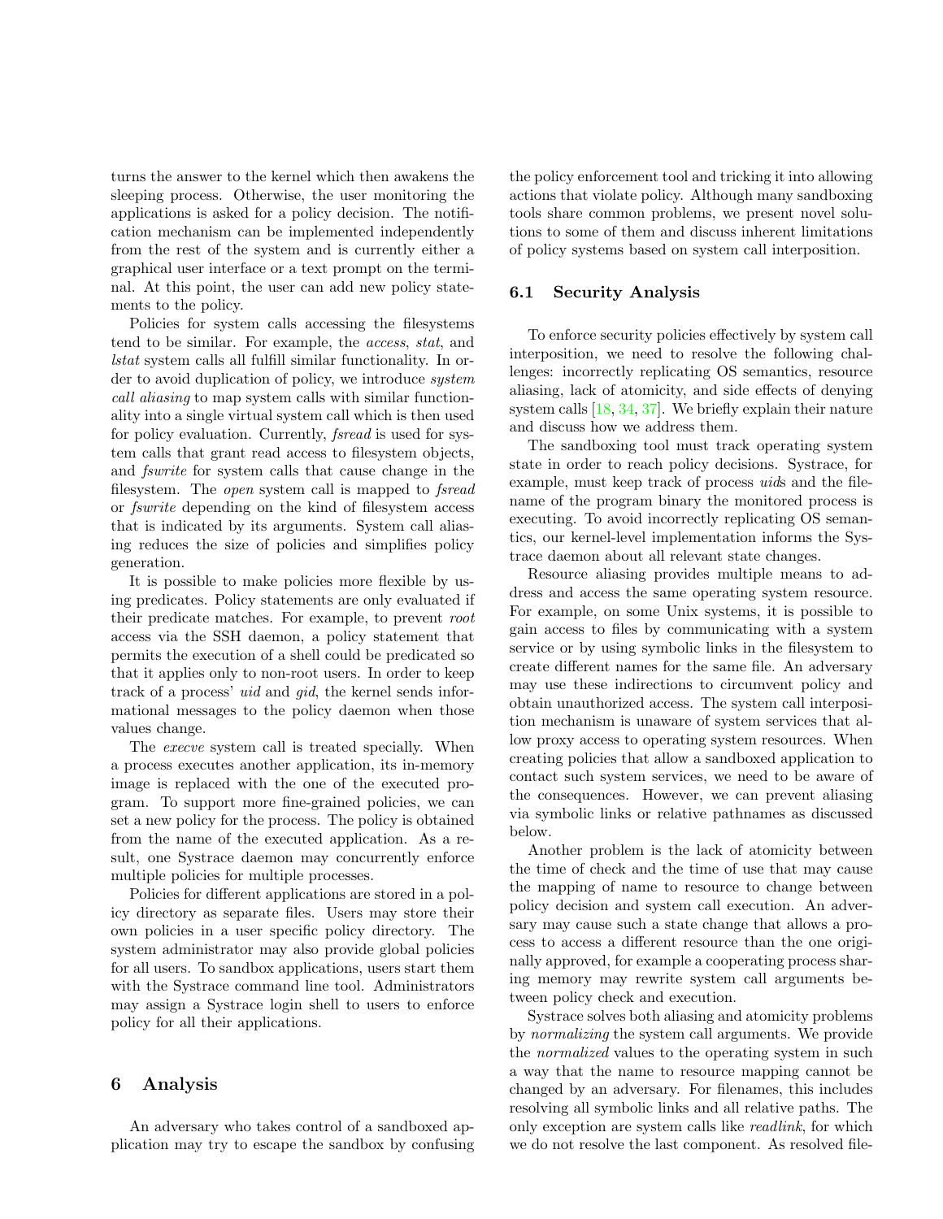turns the answer to the kernel which then awakens the sleeping process. Otherwise, the user monitoring the applications is asked for a policy decision. The notification mechanism can be implemented independently from the rest of the system and is currently either a graphical user interface or a text prompt on the terminal. At this point, the user can add new policy statements to the policy.

Policies for system calls accessing the filesystems tend to be similar. For example, the *access*, *stat*, and *lstat* system calls all fulfill similar functionality. In order to avoid duplication of policy, we introduce *system call aliasing* to map system calls with similar functionality into a single virtual system call which is then used for policy evaluation. Currently, *fsread* is used for system calls that grant read access to filesystem objects, and *fswrite* for system calls that cause change in the filesystem. The *open* system call is mapped to *fsread* or *fswrite* depending on the kind of filesystem access that is indicated by its arguments. System call aliasing reduces the size of policies and simplifies policy generation.

It is possible to make policies more flexible by using predicates. Policy statements are only evaluated if their predicate matches. For example, to prevent *root* access via the SSH daemon, a policy statement that permits the execution of a shell could be predicated so that it applies only to non-root users. In order to keep track of a process' *uid* and *gid*, the kernel sends informational messages to the policy daemon when those values change.

The *execve* system call is treated specially. When a process executes another application, its in-memory image is replaced with the one of the executed program. To support more fine-grained policies, we can set a new policy for the process. The policy is obtained from the name of the executed application. As a result, one Systrace daemon may concurrently enforce multiple policies for multiple processes.

Policies for different applications are stored in a policy directory as separate files. Users may store their own policies in a user specific policy directory. The system administrator may also provide global policies for all users. To sandbox applications, users start them with the Systrace command line tool. Administrators may assign a Systrace login shell to users to enforce policy for all their applications.

# 6 Analysis

An adversary who takes control of a sandboxed application may try to escape the sandbox by confusing the policy enforcement tool and tricking it into allowing actions that violate policy. Although many sandboxing tools share common problems, we present novel solutions to some of them and discuss inherent limitations of policy systems based on system call interposition.

## 6.1 Security Analysis

To enforce security policies effectively by system call interposition, we need to resolve the following challenges: incorrectly replicating OS semantics, resource aliasing, lack of atomicity, and side effects of denying system calls [18, 34, 37]. We briefly explain their nature and discuss how we address them.

The sandboxing tool must track operating system state in order to reach policy decisions. Systrace, for example, must keep track of process *uid*s and the filename of the program binary the monitored process is executing. To avoid incorrectly replicating OS semantics, our kernel-level implementation informs the Systrace daemon about all relevant state changes.

Resource aliasing provides multiple means to address and access the same operating system resource. For example, on some Unix systems, it is possible to gain access to files by communicating with a system service or by using symbolic links in the filesystem to create different names for the same file. An adversary may use these indirections to circumvent policy and obtain unauthorized access. The system call interposition mechanism is unaware of system services that allow proxy access to operating system resources. When creating policies that allow a sandboxed application to contact such system services, we need to be aware of the consequences. However, we can prevent aliasing via symbolic links or relative pathnames as discussed below.

Another problem is the lack of atomicity between the time of check and the time of use that may cause the mapping of name to resource to change between policy decision and system call execution. An adversary may cause such a state change that allows a process to access a different resource than the one originally approved, for example a cooperating process sharing memory may rewrite system call arguments between policy check and execution.

Systrace solves both aliasing and atomicity problems by *normalizing* the system call arguments. We provide the *normalized* values to the operating system in such a way that the name to resource mapping cannot be changed by an adversary. For filenames, this includes resolving all symbolic links and all relative paths. The only exception are system calls like *readlink*, for which we do not resolve the last component. As resolved file-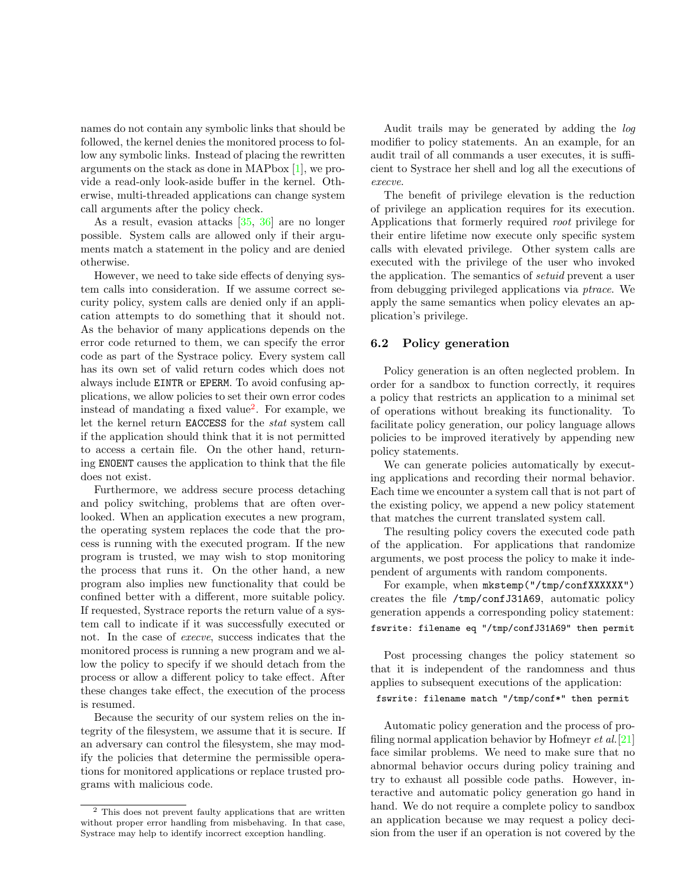names do not contain any symbolic links that should be followed, the kernel denies the monitored process to follow any symbolic links. Instead of placing the rewritten arguments on the stack as done in MAPbox [1], we provide a read-only look-aside buffer in the kernel. Otherwise, multi-threaded applications can change system call arguments after the policy check.

As a result, evasion attacks [35, 36] are no longer possible. System calls are allowed only if their arguments match a statement in the policy and are denied otherwise.

However, we need to take side effects of denying system calls into consideration. If we assume correct security policy, system calls are denied only if an application attempts to do something that it should not. As the behavior of many applications depends on the error code returned to them, we can specify the error code as part of the Systrace policy. Every system call has its own set of valid return codes which does not always include `EINTR` or `EPERM`. To avoid confusing applications, we allow policies to set their own error codes instead of mandating a fixed value[2]. For example, we let the kernel return `EACCESS` for the *stat* system call if the application should think that it is not permitted to access a certain file. On the other hand, returning `ENOENT` causes the application to think that the file does not exist.

Furthermore, we address secure process detaching and policy switching, problems that are often overlooked. When an application executes a new program, the operating system replaces the code that the process is running with the executed program. If the new program is trusted, we may wish to stop monitoring the process that runs it. On the other hand, a new program also implies new functionality that could be confined better with a different, more suitable policy. If requested, Systrace reports the return value of a system call to indicate if it was successfully executed or not. In the case of *execve*, success indicates that the monitored process is running a new program and we allow the policy to specify if we should detach from the process or allow a different policy to take effect. After these changes take effect, the execution of the process is resumed.

Because the security of our system relies on the integrity of the filesystem, we assume that it is secure. If an adversary can control the filesystem, she may modify the policies that determine the permissible operations for monitored applications or replace trusted programs with malicious code.

Audit trails may be generated by adding the *log* modifier to policy statements. An an example, for an audit trail of all commands a user executes, it is sufficient to Systrace her shell and log all the executions of *execve*.

The benefit of privilege elevation is the reduction of privilege an application requires for its execution. Applications that formerly required *root* privilege for their entire lifetime now execute only specific system calls with elevated privilege. Other system calls are executed with the privilege of the user who invoked the application. The semantics of *setuid* prevent a user from debugging privileged applications via *ptrace*. We apply the same semantics when policy elevates an application's privilege.

## 6.2 Policy generation

Policy generation is an often neglected problem. In order for a sandbox to function correctly, it requires a policy that restricts an application to a minimal set of operations without breaking its functionality. To facilitate policy generation, our policy language allows policies to be improved iteratively by appending new policy statements.

We can generate policies automatically by executing applications and recording their normal behavior. Each time we encounter a system call that is not part of the existing policy, we append a new policy statement that matches the current translated system call.

The resulting policy covers the executed code path of the application. For applications that randomize arguments, we post process the policy to make it independent of arguments with random components.

For example, when `mkstemp("/tmp/confXXXXXX")` creates the file `/tmp/confJ31A69`, automatic policy generation appends a corresponding policy statement:

```
fswrite: filename eq "/tmp/confJ31A69" then permit
```

Post processing changes the policy statement so that it is independent of the randomness and thus applies to subsequent executions of the application:

```
fswrite: filename match "/tmp/conf*" then permit
```

Automatic policy generation and the process of profiling normal application behavior by Hofmeyr *et al.*[21] face similar problems. We need to make sure that no abnormal behavior occurs during policy training and try to exhaust all possible code paths. However, interactive and automatic policy generation go hand in hand. We do not require a complete policy to sandbox an application because we may request a policy decision from the user if an operation is not covered by the

[2] This does not prevent faulty applications that are written without proper error handling from misbehaving. In that case, Systrace may help to identify incorrect exception handling.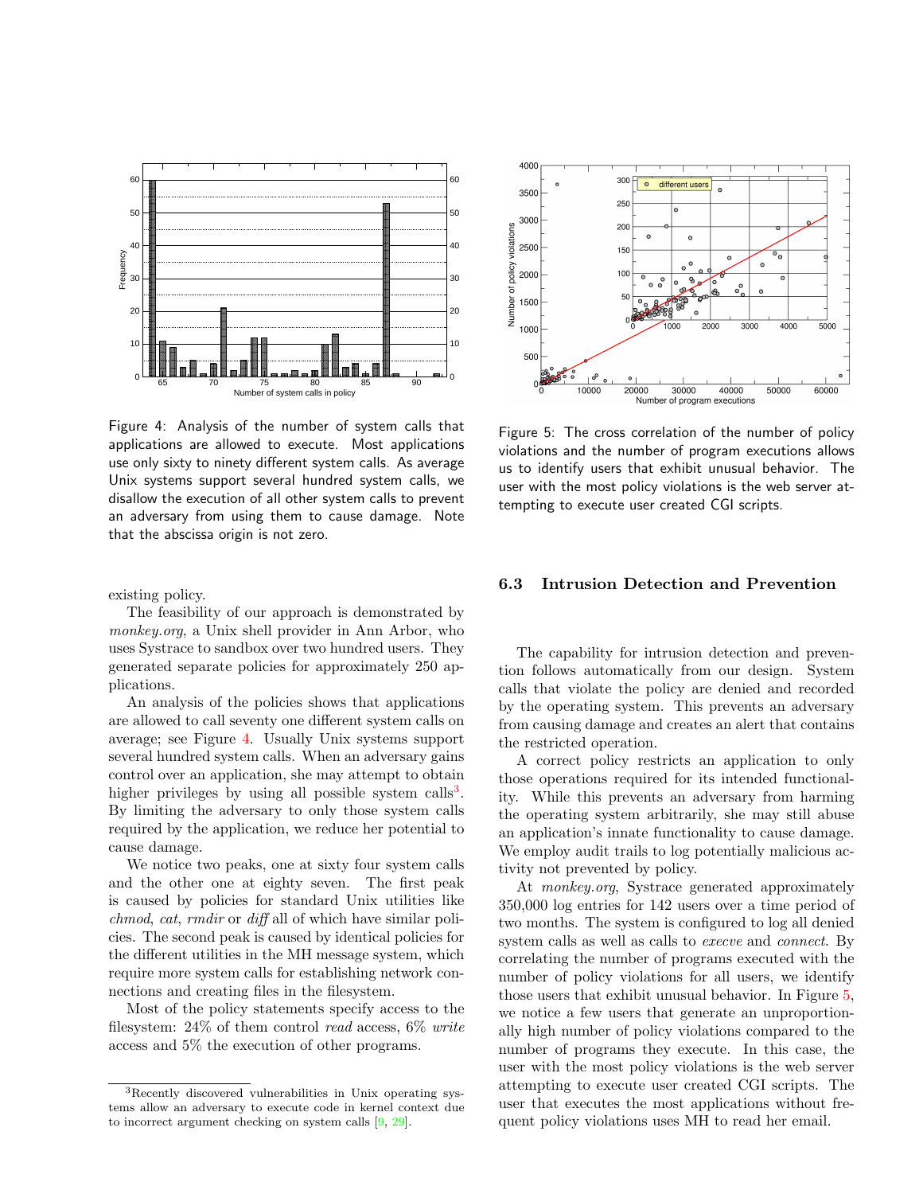60
50
40
30
20
10
0
Frequency
65
70
75
80
85
90
Number of system calls in policy

Figure 4: Analysis of the number of system calls that applications are allowed to execute. Most applications use only sixty to ninety different system calls. As average Unix systems support several hundred system calls, we disallow the execution of all other system calls to prevent an adversary from using them to cause damage. Note that the abscissa origin is not zero.

4000
3500
3000
2500
2000
1500
1000
500
0
Number of policy violations
0
10000
20000
30000
40000
50000
60000
Number of program executions
300
250
200
150
100
50
0
0
1000
2000
3000
4000
5000
different users

Figure 5: The cross correlation of the number of policy violations and the number of program executions allows us to identify users that exhibit unusual behavior. The user with the most policy violations is the web server attempting to execute user created CGI scripts.

existing policy.

The feasibility of our approach is demonstrated by *monkey.org*, a Unix shell provider in Ann Arbor, who uses Systrace to sandbox over two hundred users. They generated separate policies for approximately 250 applications.

An analysis of the policies shows that applications are allowed to call seventy one different system calls on average; see Figure 4. Usually Unix systems support several hundred system calls. When an adversary gains control over an application, she may attempt to obtain higher privileges by using all possible system calls[3]. By limiting the adversary to only those system calls required by the application, we reduce her potential to cause damage.

We notice two peaks, one at sixty four system calls and the other one at eighty seven. The first peak is caused by policies for standard Unix utilities like *chmod*, *cat*, *rmdir* or *diff* all of which have similar policies. The second peak is caused by identical policies for the different utilities in the MH message system, which require more system calls for establishing network connections and creating files in the filesystem.

Most of the policy statements specify access to the filesystem: 24% of them control *read* access, 6% *write* access and 5% the execution of other programs.

[3]Recently discovered vulnerabilities in Unix operating systems allow an adversary to execute code in kernel context due to incorrect argument checking on system calls [9, 29].

### 6.3 Intrusion Detection and Prevention

The capability for intrusion detection and prevention follows automatically from our design. System calls that violate the policy are denied and recorded by the operating system. This prevents an adversary from causing damage and creates an alert that contains the restricted operation.

A correct policy restricts an application to only those operations required for its intended functionality. While this prevents an adversary from harming the operating system arbitrarily, she may still abuse an application's innate functionality to cause damage. We employ audit trails to log potentially malicious activity not prevented by policy.

At *monkey.org*, Systrace generated approximately 350,000 log entries for 142 users over a time period of two months. The system is configured to log all denied system calls as well as calls to *execve* and *connect*. By correlating the number of programs executed with the number of policy violations for all users, we identify those users that exhibit unusual behavior. In Figure 5, we notice a few users that generate an unproportionally high number of policy violations compared to the number of programs they execute. In this case, the user with the most policy violations is the web server attempting to execute user created CGI scripts. The user that executes the most applications without frequent policy violations uses MH to read her email.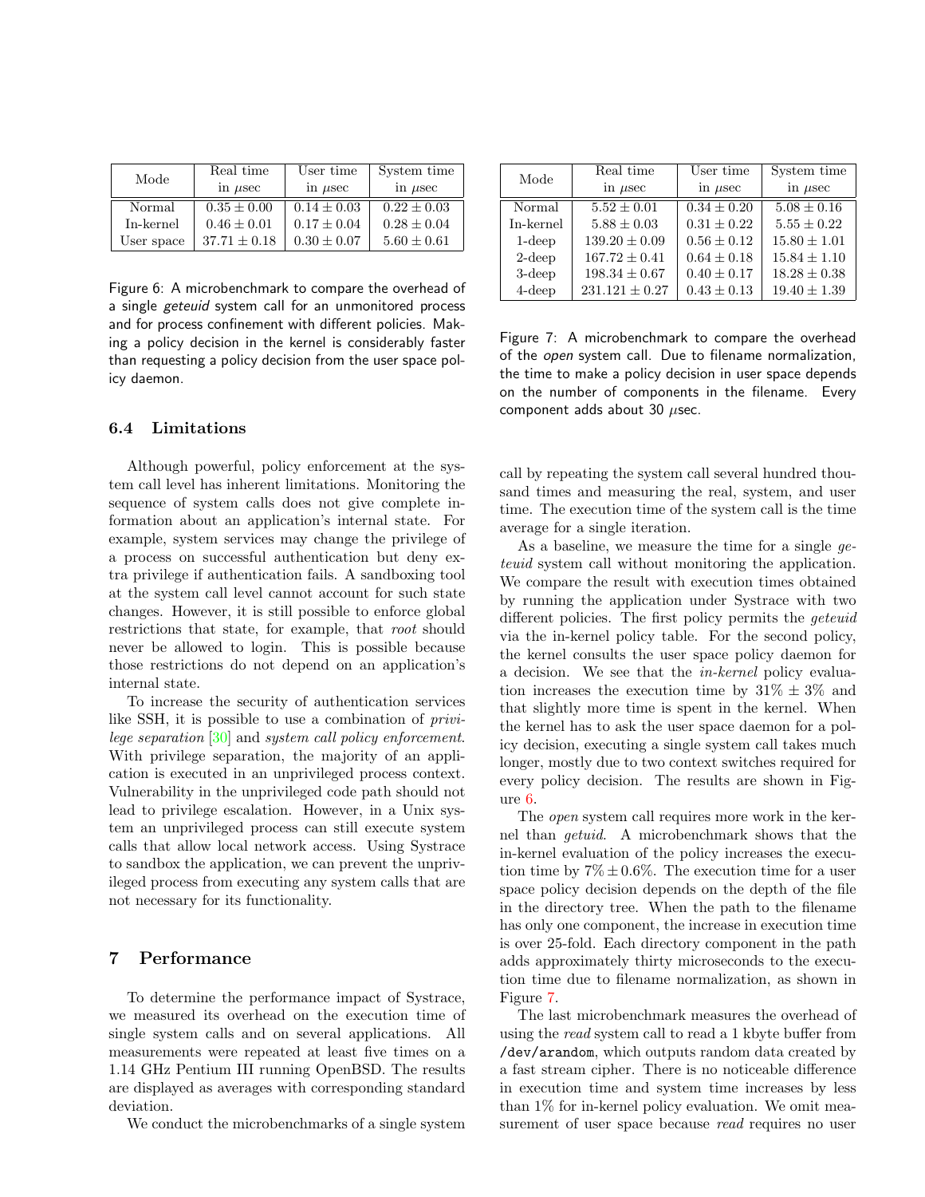| Mode | Real time in $\mu$sec | User time in $\mu$sec | System time in $\mu$sec |
|---|---|---|---|
| Normal | $0.35 \pm 0.00$ | $0.14 \pm 0.03$ | $0.22 \pm 0.03$ |
| In-kernel | $0.46 \pm 0.01$ | $0.17 \pm 0.04$ | $0.28 \pm 0.04$ |
| User space | $37.71 \pm 0.18$ | $0.30 \pm 0.07$ | $5.60 \pm 0.61$ |

Figure 6: A microbenchmark to compare the overhead of a single *geteuid* system call for an unmonitored process and for process confinement with different policies. Making a policy decision in the kernel is considerably faster than requesting a policy decision from the user space policy daemon.

### 6.4 Limitations

Although powerful, policy enforcement at the system call level has inherent limitations. Monitoring the sequence of system calls does not give complete information about an application's internal state. For example, system services may change the privilege of a process on successful authentication but deny extra privilege if authentication fails. A sandboxing tool at the system call level cannot account for such state changes. However, it is still possible to enforce global restrictions that state, for example, that *root* should never be allowed to login. This is possible because those restrictions do not depend on an application's internal state.

To increase the security of authentication services like SSH, it is possible to use a combination of *privilege separation* [30] and *system call policy enforcement*. With privilege separation, the majority of an application is executed in an unprivileged process context. Vulnerability in the unprivileged code path should not lead to privilege escalation. However, in a Unix system an unprivileged process can still execute system calls that allow local network access. Using Systrace to sandbox the application, we can prevent the unprivileged process from executing any system calls that are not necessary for its functionality.

## 7 Performance

To determine the performance impact of Systrace, we measured its overhead on the execution time of single system calls and on several applications. All measurements were repeated at least five times on a 1.14 GHz Pentium III running OpenBSD. The results are displayed as averages with corresponding standard deviation.

We conduct the microbenchmarks of a single system call by repeating the system call several hundred thousand times and measuring the real, system, and user time. The execution time of the system call is the time average for a single iteration.

As a baseline, we measure the time for a single *geteuid* system call without monitoring the application. We compare the result with execution times obtained by running the application under Systrace with two different policies. The first policy permits the *geteuid* via the in-kernel policy table. For the second policy, the kernel consults the user space policy daemon for a decision. We see that the *in-kernel* policy evaluation increases the execution time by $31\% \pm 3\%$ and that slightly more time is spent in the kernel. When the kernel has to ask the user space daemon for a policy decision, executing a single system call takes much longer, mostly due to two context switches required for every policy decision. The results are shown in Figure 6.

| Mode | Real time in $\mu$sec | User time in $\mu$sec | System time in $\mu$sec |
|---|---|---|---|
| Normal | $5.52 \pm 0.01$ | $0.34 \pm 0.20$ | $5.08 \pm 0.16$ |
| In-kernel | $5.88 \pm 0.03$ | $0.31 \pm 0.22$ | $5.55 \pm 0.22$ |
| 1-deep | $139.20 \pm 0.09$ | $0.56 \pm 0.12$ | $15.80 \pm 1.01$ |
| 2-deep | $167.72 \pm 0.41$ | $0.64 \pm 0.18$ | $15.84 \pm 1.10$ |
| 3-deep | $198.34 \pm 0.67$ | $0.40 \pm 0.17$ | $18.28 \pm 0.38$ |
| 4-deep | $231.121 \pm 0.27$ | $0.43 \pm 0.13$ | $19.40 \pm 1.39$ |

Figure 7: A microbenchmark to compare the overhead of the *open* system call. Due to filename normalization, the time to make a policy decision in user space depends on the number of components in the filename. Every component adds about 30 $\mu$sec.

The *open* system call requires more work in the kernel than *getuid*. A microbenchmark shows that the in-kernel evaluation of the policy increases the execution time by $7\% \pm 0.6\%$. The execution time for a user space policy decision depends on the depth of the file in the directory tree. When the path to the filename has only one component, the increase in execution time is over 25-fold. Each directory component in the path adds approximately thirty microseconds to the execution time due to filename normalization, as shown in Figure 7.

The last microbenchmark measures the overhead of using the *read* system call to read a 1 kbyte buffer from `/dev/arandom`, which outputs random data created by a fast stream cipher. There is no noticeable difference in execution time and system time increases by less than 1% for in-kernel policy evaluation. We omit measurement of user space because *read* requires no user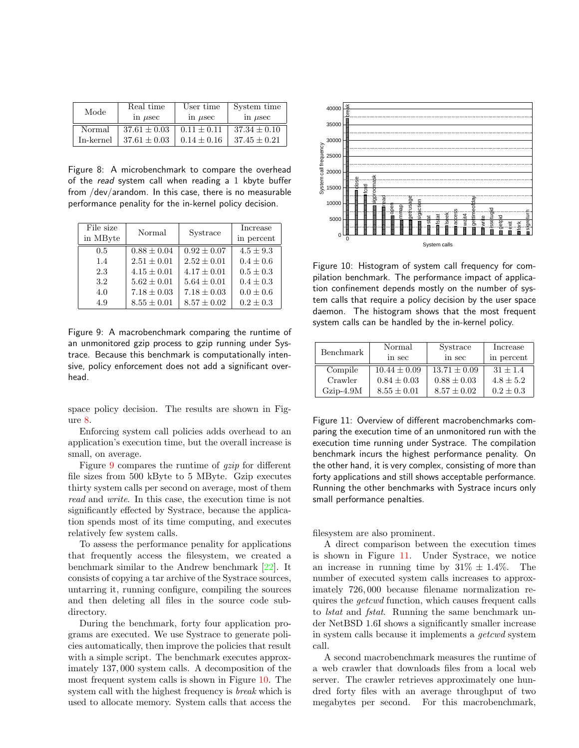| Mode | Real time in μsec | User time in μsec | System time in μsec |
|---|---|---|---|
| Normal | $37.61 \pm 0.03$ | $0.11 \pm 0.11$ | $37.34 \pm 0.10$ |
| In-kernel | $37.61 \pm 0.03$ | $0.14 \pm 0.16$ | $37.45 \pm 0.21$ |

Figure 8: A microbenchmark to compare the overhead of the *read* system call when reading a 1 kbyte buffer from /dev/arandom. In this case, there is no measurable performance penality for the in-kernel policy decision.

| File size in MByte | Normal | Systrace | Increase in percent |
|---|---|---|---|
| 0.5 | $0.88 \pm 0.04$ | $0.92 \pm 0.07$ | $4.5 \pm 9.3$ |
| 1.4 | $2.51 \pm 0.01$ | $2.52 \pm 0.01$ | $0.4 \pm 0.6$ |
| 2.3 | $4.15 \pm 0.01$ | $4.17 \pm 0.01$ | $0.5 \pm 0.3$ |
| 3.2 | $5.62 \pm 0.01$ | $5.64 \pm 0.01$ | $0.4 \pm 0.3$ |
| 4.0 | $7.18 \pm 0.03$ | $7.18 \pm 0.03$ | $0.0 \pm 0.6$ |
| 4.9 | $8.55 \pm 0.01$ | $8.57 \pm 0.02$ | $0.2 \pm 0.3$ |

Figure 9: A macrobenchmark comparing the runtime of an unmonitored gzip process to gzip running under Systrace. Because this benchmark is computationally intensive, policy enforcement does not add a significant overhead.

space policy decision. The results are shown in Figure 8.

Enforcing system call policies adds overhead to an application's execution time, but the overall increase is small, on average.

Figure 9 compares the runtime of *gzip* for different file sizes from 500 kByte to 5 MByte. Gzip executes thirty system calls per second on average, most of them *read* and *write*. In this case, the execution time is not significantly effected by Systrace, because the application spends most of its time computing, and executes relatively few system calls.

To assess the performance penality for applications that frequently access the filesystem, we created a benchmark similar to the Andrew benchmark [22]. It consists of copying a tar archive of the Systrace sources, untarring it, running configure, compiling the sources and then deleting all files in the source code subdirectory.

During the benchmark, forty four application programs are executed. We use Systrace to generate policies automatically, then improve the policies that result with a simple script. The benchmark executes approximately 137,000 system calls. A decomposition of the most frequent system calls is shown in Figure 10. The system call with the highest frequency is *break* which is used to allocate memory. System calls that access the filesystem are also prominent.

System call frequency
40000
35000
30000
25000
20000
15000
10000
5000
0
0
break
close
fcntl
sigprocmask
read
open
mmap
getrusage
sigaction
stat
fstat
lseek
access
wait4
gettimeofday
write
issetugid
getpid
exit
fork
sigreturn
System calls

Figure 10: Histogram of system call frequency for compilation benchmark. The performance impact of application confinement depends mostly on the number of system calls that require a policy decision by the user space daemon. The histogram shows that the most frequent system calls can be handled by the in-kernel policy.

| Benchmark | Normal in sec | Systrace in sec | Increase in percent |
|---|---|---|---|
| Compile | $10.44 \pm 0.09$ | $13.71 \pm 0.09$ | $31 \pm 1.4$ |
| Crawler | $0.84 \pm 0.03$ | $0.88 \pm 0.03$ | $4.8 \pm 5.2$ |
| Gzip-4.9M | $8.55 \pm 0.01$ | $8.57 \pm 0.02$ | $0.2 \pm 0.3$ |

Figure 11: Overview of different macrobenchmarks comparing the execution time of an unmonitored run with the execution time running under Systrace. The compilation benchmark incurs the highest performance penality. On the other hand, it is very complex, consisting of more than forty applications and still shows acceptable performance. Running the other benchmarks with Systrace incurs only small performance penalties.

A direct comparison between the execution times is shown in Figure 11. Under Systrace, we notice an increase in running time by $31\% \pm 1.4\%$. The number of executed system calls increases to approximately 726,000 because filename normalization requires the *getcwd* function, which causes frequent calls to *lstat* and *fstat*. Running the same benchmark under NetBSD 1.6I shows a significantly smaller increase in system calls because it implements a *getcwd* system call.

A second macrobenchmark measures the runtime of a web crawler that downloads files from a local web server. The crawler retrieves approximately one hundred forty files with an average throughput of two megabytes per second. For this macrobenchmark,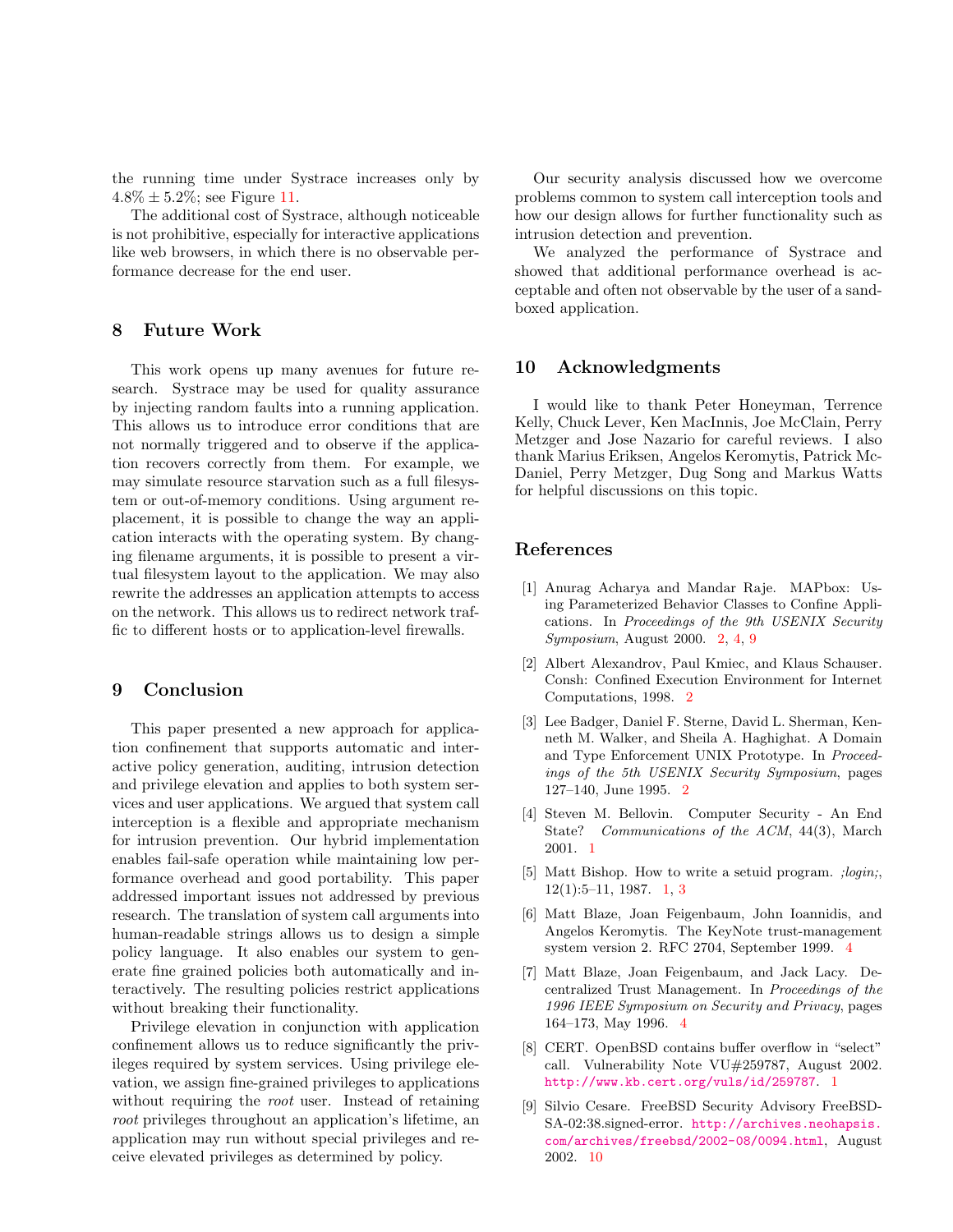the running time under Systrace increases only by $4.8\% \pm 5.2\%$; see Figure 11.

The additional cost of Systrace, although noticeable is not prohibitive, especially for interactive applications like web browsers, in which there is no observable performance decrease for the end user.

## 8 Future Work

This work opens up many avenues for future research. Systrace may be used for quality assurance by injecting random faults into a running application. This allows us to introduce error conditions that are not normally triggered and to observe if the application recovers correctly from them. For example, we may simulate resource starvation such as a full filesystem or out-of-memory conditions. Using argument replacement, it is possible to change the way an application interacts with the operating system. By changing filename arguments, it is possible to present a virtual filesystem layout to the application. We may also rewrite the addresses an application attempts to access on the network. This allows us to redirect network traffic to different hosts or to application-level firewalls.

## 9 Conclusion

This paper presented a new approach for application confinement that supports automatic and interactive policy generation, auditing, intrusion detection and privilege elevation and applies to both system services and user applications. We argued that system call interception is a flexible and appropriate mechanism for intrusion prevention. Our hybrid implementation enables fail-safe operation while maintaining low performance overhead and good portability. This paper addressed important issues not addressed by previous research. The translation of system call arguments into human-readable strings allows us to design a simple policy language. It also enables our system to generate fine grained policies both automatically and interactively. The resulting policies restrict applications without breaking their functionality.

Privilege elevation in conjunction with application confinement allows us to reduce significantly the privileges required by system services. Using privilege elevation, we assign fine-grained privileges to applications without requiring the *root* user. Instead of retaining *root* privileges throughout an application's lifetime, an application may run without special privileges and receive elevated privileges as determined by policy.

Our security analysis discussed how we overcome problems common to system call interception tools and how our design allows for further functionality such as intrusion detection and prevention.

We analyzed the performance of Systrace and showed that additional performance overhead is acceptable and often not observable by the user of a sandboxed application.

## 10 Acknowledgments

I would like to thank Peter Honeyman, Terrence Kelly, Chuck Lever, Ken MacInnis, Joe McClain, Perry Metzger and Jose Nazario for careful reviews. I also thank Marius Eriksen, Angelos Keromytis, Patrick McDaniel, Perry Metzger, Dug Song and Markus Watts for helpful discussions on this topic.

## References

[1] Anurag Acharya and Mandar Raje. MAPbox: Using Parameterized Behavior Classes to Confine Applications. In *Proceedings of the 9th USENIX Security Symposium*, August 2000. 2, 4, 9

[2] Albert Alexandrov, Paul Kmiec, and Klaus Schauser. Consh: Confined Execution Environment for Internet Computations, 1998. 2

[3] Lee Badger, Daniel F. Sterne, David L. Sherman, Kenneth M. Walker, and Sheila A. Haghighat. A Domain and Type Enforcement UNIX Prototype. In *Proceedings of the 5th USENIX Security Symposium*, pages 127–140, June 1995. 2

[4] Steven M. Bellovin. Computer Security - An End State? *Communications of the ACM*, 44(3), March 2001. 1

[5] Matt Bishop. How to write a setuid program. *;login;*, 12(1):5–11, 1987. 1, 3

[6] Matt Blaze, Joan Feigenbaum, John Ioannidis, and Angelos Keromytis. The KeyNote trust-management system version 2. RFC 2704, September 1999. 4

[7] Matt Blaze, Joan Feigenbaum, and Jack Lacy. Decentralized Trust Management. In *Proceedings of the 1996 IEEE Symposium on Security and Privacy*, pages 164–173, May 1996. 4

[8] CERT. OpenBSD contains buffer overflow in "select" call. Vulnerability Note VU#259787, August 2002. http://www.kb.cert.org/vuls/id/259787. 1

[9] Silvio Cesare. FreeBSD Security Advisory FreeBSD-SA-02:38.signed-error. http://archives.neohapsis.com/archives/freebsd/2002-08/0094.html, August 2002. 10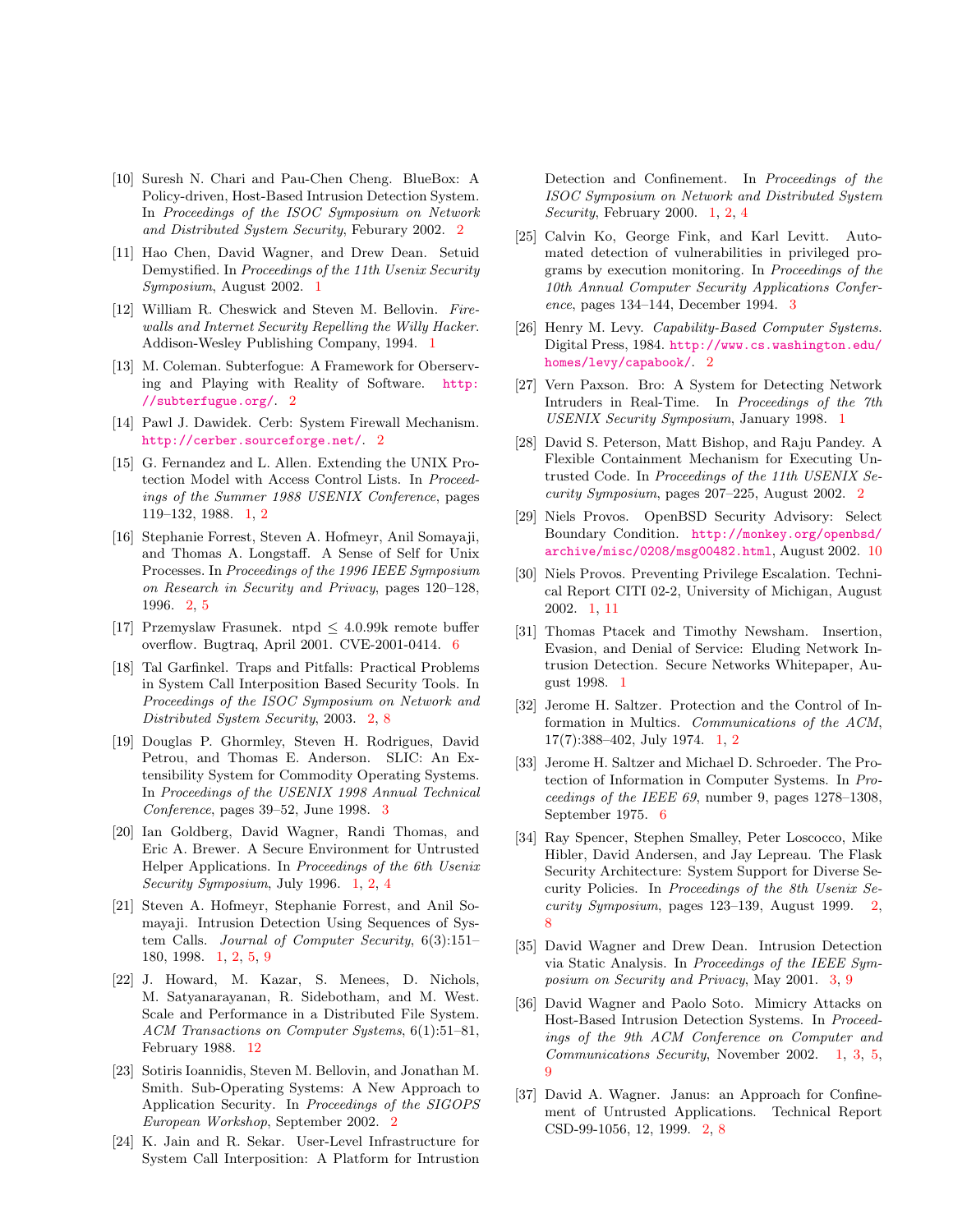[10] Suresh N. Chari and Pau-Chen Cheng. BlueBox: A Policy-driven, Host-Based Intrusion Detection System. In *Proceedings of the ISOC Symposium on Network and Distributed System Security*, Feburary 2002. 2

[11] Hao Chen, David Wagner, and Drew Dean. Setuid Demystified. In *Proceedings of the 11th Usenix Security Symposium*, August 2002. 1

[12] William R. Cheswick and Steven M. Bellovin. *Firewalls and Internet Security Repelling the Willy Hacker*. Addison-Wesley Publishing Company, 1994. 1

[13] M. Coleman. Subterfogue: A Framework for Oberserving and Playing with Reality of Software. http://subterfugue.org/. 2

[14] Pawl J. Dawidek. Cerb: System Firewall Mechanism. http://cerber.sourceforge.net/. 2

[15] G. Fernandez and L. Allen. Extending the UNIX Protection Model with Access Control Lists. In *Proceedings of the Summer 1988 USENIX Conference*, pages 119–132, 1988. 1, 2

[16] Stephanie Forrest, Steven A. Hofmeyr, Anil Somayaji, and Thomas A. Longstaff. A Sense of Self for Unix Processes. In *Proceedings of the 1996 IEEE Symposium on Research in Security and Privacy*, pages 120–128, 1996. 2, 5

[17] Przemyslaw Frasunek. ntpd $\leq$ 4.0.99k remote buffer overflow. Bugtraq, April 2001. CVE-2001-0414. 6

[18] Tal Garfinkel. Traps and Pitfalls: Practical Problems in System Call Interposition Based Security Tools. In *Proceedings of the ISOC Symposium on Network and Distributed System Security*, 2003. 2, 8

[19] Douglas P. Ghormley, Steven H. Rodrigues, David Petrou, and Thomas E. Anderson. SLIC: An Extensibility System for Commodity Operating Systems. In *Proceedings of the USENIX 1998 Annual Technical Conference*, pages 39–52, June 1998. 3

[20] Ian Goldberg, David Wagner, Randi Thomas, and Eric A. Brewer. A Secure Environment for Untrusted Helper Applications. In *Proceedings of the 6th Usenix Security Symposium*, July 1996. 1, 2, 4

[21] Steven A. Hofmeyr, Stephanie Forrest, and Anil Somayaji. Intrusion Detection Using Sequences of System Calls. *Journal of Computer Security*, 6(3):151–180, 1998. 1, 2, 5, 9

[22] J. Howard, M. Kazar, S. Menees, D. Nichols, M. Satyanarayanan, R. Sidebotham, and M. West. Scale and Performance in a Distributed File System. *ACM Transactions on Computer Systems*, 6(1):51–81, February 1988. 12

[23] Sotiris Ioannidis, Steven M. Bellovin, and Jonathan M. Smith. Sub-Operating Systems: A New Approach to Application Security. In *Proceedings of the SIGOPS European Workshop*, September 2002. 2

[24] K. Jain and R. Sekar. User-Level Infrastructure for System Call Interposition: A Platform for Intrustion Detection and Confinement. In *Proceedings of the ISOC Symposium on Network and Distributed System Security*, February 2000. 1, 2, 4

[25] Calvin Ko, George Fink, and Karl Levitt. Automated detection of vulnerabilities in privileged programs by execution monitoring. In *Proceedings of the 10th Annual Computer Security Applications Conference*, pages 134–144, December 1994. 3

[26] Henry M. Levy. *Capability-Based Computer Systems*. Digital Press, 1984. http://www.cs.washington.edu/homes/levy/capabook/. 2

[27] Vern Paxson. Bro: A System for Detecting Network Intruders in Real-Time. In *Proceedings of the 7th USENIX Security Symposium*, January 1998. 1

[28] David S. Peterson, Matt Bishop, and Raju Pandey. A Flexible Containment Mechanism for Executing Untrusted Code. In *Proceedings of the 11th USENIX Security Symposium*, pages 207–225, August 2002. 2

[29] Niels Provos. OpenBSD Security Advisory: Select Boundary Condition. http://monkey.org/openbsd/archive/misc/0208/msg00482.html, August 2002. 10

[30] Niels Provos. Preventing Privilege Escalation. Technical Report CITI 02-2, University of Michigan, August 2002. 1, 11

[31] Thomas Ptacek and Timothy Newsham. Insertion, Evasion, and Denial of Service: Eluding Network Intrusion Detection. Secure Networks Whitepaper, August 1998. 1

[32] Jerome H. Saltzer. Protection and the Control of Information in Multics. *Communications of the ACM*, 17(7):388–402, July 1974. 1, 2

[33] Jerome H. Saltzer and Michael D. Schroeder. The Protection of Information in Computer Systems. In *Proceedings of the IEEE 69*, number 9, pages 1278–1308, September 1975. 6

[34] Ray Spencer, Stephen Smalley, Peter Loscocco, Mike Hibler, David Andersen, and Jay Lepreau. The Flask Security Architecture: System Support for Diverse Security Policies. In *Proceedings of the 8th Usenix Security Symposium*, pages 123–139, August 1999. 2, 8

[35] David Wagner and Drew Dean. Intrusion Detection via Static Analysis. In *Proceedings of the IEEE Symposium on Security and Privacy*, May 2001. 3, 9

[36] David Wagner and Paolo Soto. Mimicry Attacks on Host-Based Intrusion Detection Systems. In *Proceedings of the 9th ACM Conference on Computer and Communications Security*, November 2002. 1, 3, 5, 9

[37] David A. Wagner. Janus: an Approach for Confinement of Untrusted Applications. Technical Report CSD-99-1056, 12, 1999. 2, 8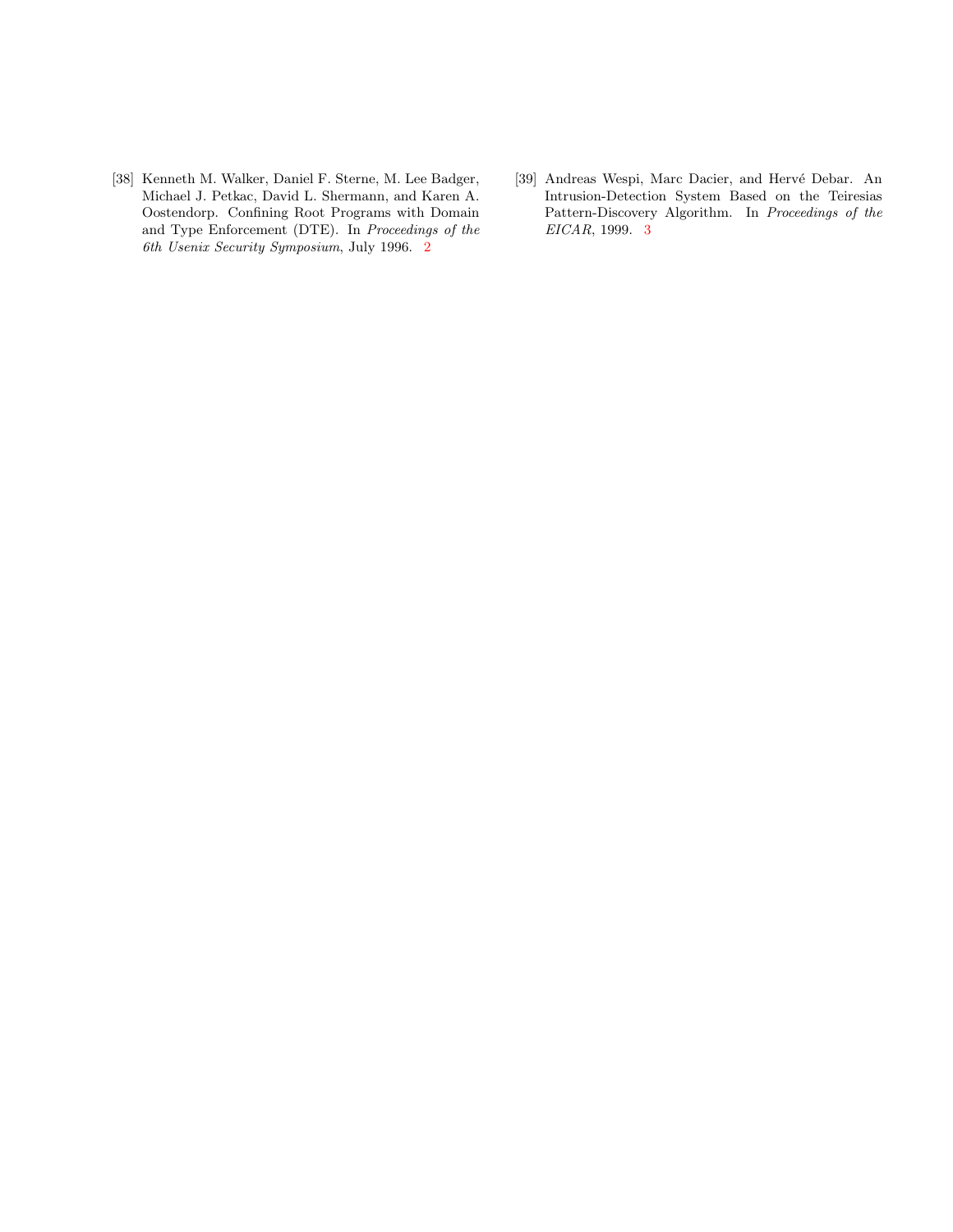[38] Kenneth M. Walker, Daniel F. Sterne, M. Lee Badger, Michael J. Petkac, David L. Shermann, and Karen A. Oostendorp. Confining Root Programs with Domain and Type Enforcement (DTE). In *Proceedings of the 6th Usenix Security Symposium*, July 1996. 2

[39] Andreas Wespi, Marc Dacier, and Hervé Debar. An Intrusion-Detection System Based on the Teiresias Pattern-Discovery Algorithm. In *Proceedings of the EICAR*, 1999. 3